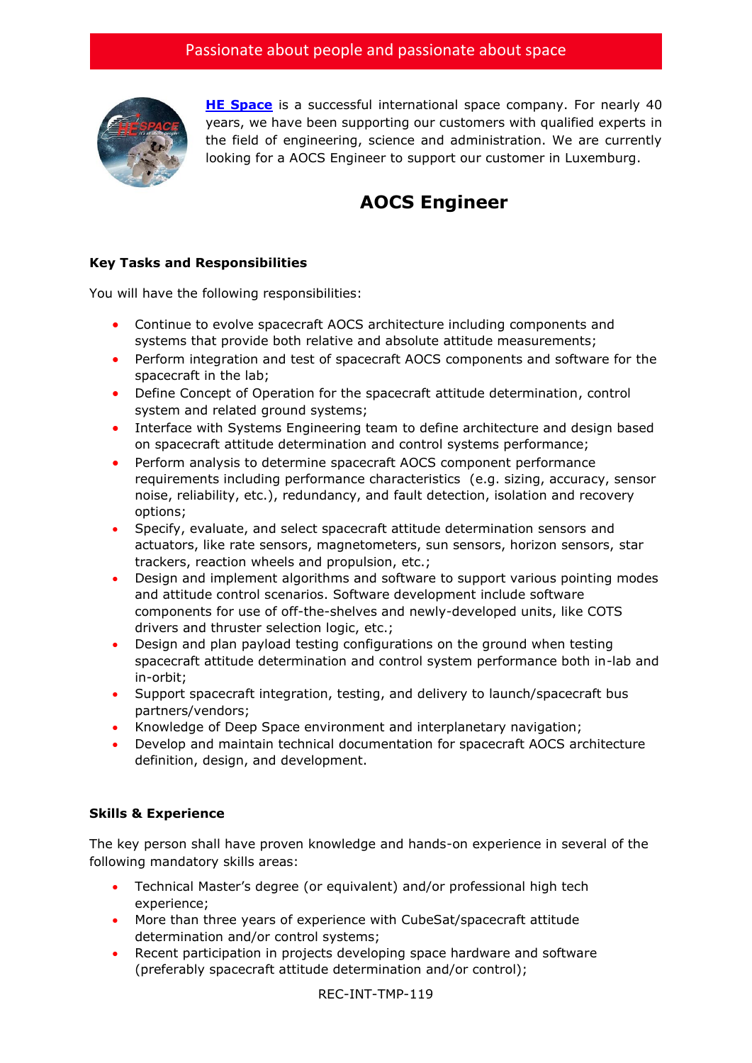Passionate about people and passionate about space

**HE Space** is a successful international space company. For nearly 40 years, we have been supporting our customers with qualified experts in the field of engineering, science and administration. We are currently looking for a AOCS Engineer to support our customer in Luxemburg.

# AOCS Engineer

### Key Tasks and Responsibilities

You will have the following responsibilities:

- Continue to evolve spacecraft AOCS architecture including components and systems that provide both relative and absolute attitude measurements;
- Perform integration and test of spacecraft AOCS components and software for the spacecraft in the lab;
- Define Concept of Operation for the spacecraft attitude determination, control system and related ground systems;
- Interface with Systems Engineering team to define architecture and design based on spacecraft attitude determination and control systems performance;
- Perform analysis to determine spacecraft AOCS component performance requirements including performance characteristics (e.g. sizing, accuracy, sensor noise, reliability, etc.), redundancy, and fault detection, isolation and recovery options;
- Specify, evaluate, and select spacecraft attitude determination sensors and actuators, like rate sensors, magnetometers, sun sensors, horizon sensors, star trackers, reaction wheels and propulsion, etc.;
- Design and implement algorithms and software to support various pointing modes and attitude control scenarios. Software development include software components for use of off-the-shelves and newly-developed units, like COTS drivers and thruster selection logic, etc.;
- Design and plan payload testing configurations on the ground when testing spacecraft attitude determination and control system performance both in-lab and in-orbit;
- Support spacecraft integration, testing, and delivery to launch/spacecraft bus partners/vendors;
- Knowledge of Deep Space environment and interplanetary navigation;
- Develop and maintain technical documentation for spacecraft AOCS architecture definition, design, and development.

### Skills & Experience

The key person shall have proven knowledge and hands-on experience in several of the following mandatory skills areas:

- Technical Master's degree (or equivalent) and/or professional high tech experience;
- More than three years of experience with CubeSat/spacecraft attitude determination and/or control systems;
- Recent participation in projects developing space hardware and software (preferably spacecraft attitude determination and/or control);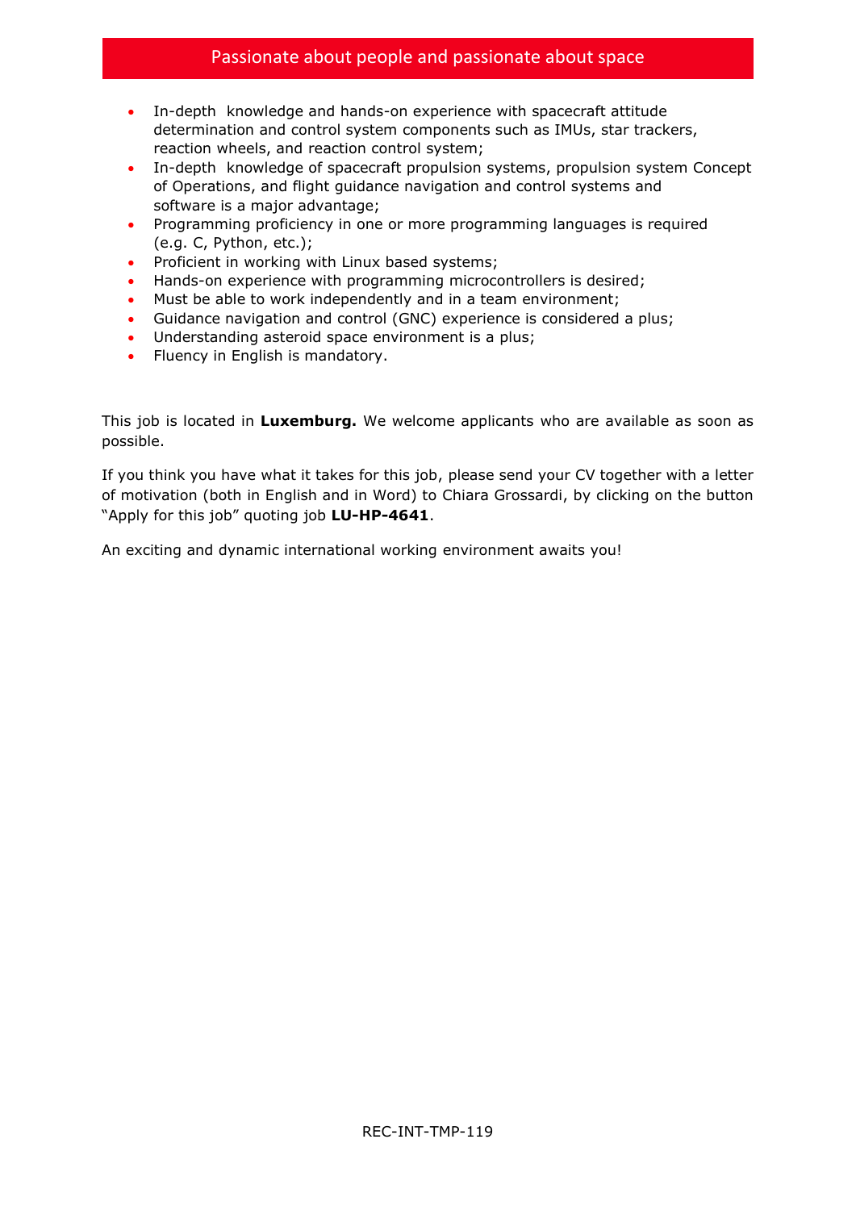- In-depth knowledge and hands-on experience with spacecraft attitude determination and control system components such as IMUs, star trackers, reaction wheels, and reaction control system;
- In-depth knowledge of spacecraft propulsion systems, propulsion system Concept of Operations, and flight guidance navigation and control systems and software is a major advantage;
- Programming proficiency in one or more programming languages is required (e.g. C, Python, etc.);
- Proficient in working with Linux based systems;
- Hands-on experience with programming microcontrollers is desired;
- Must be able to work independently and in a team environment;
- Guidance navigation and control (GNC) experience is considered a plus;
- Understanding asteroid space environment is a plus;
- Fluency in English is mandatory.

This job is located in **Luxemburg.** We welcome applicants who are available as soon as possible.

If you think you have what it takes for this job, please send your CV together with a letter of motivation (both in English and in Word) to Chiara Grossardi, by clicking on the button "Apply for this job" quoting job **LU-HP-4641**.

An exciting and dynamic international working environment awaits you!